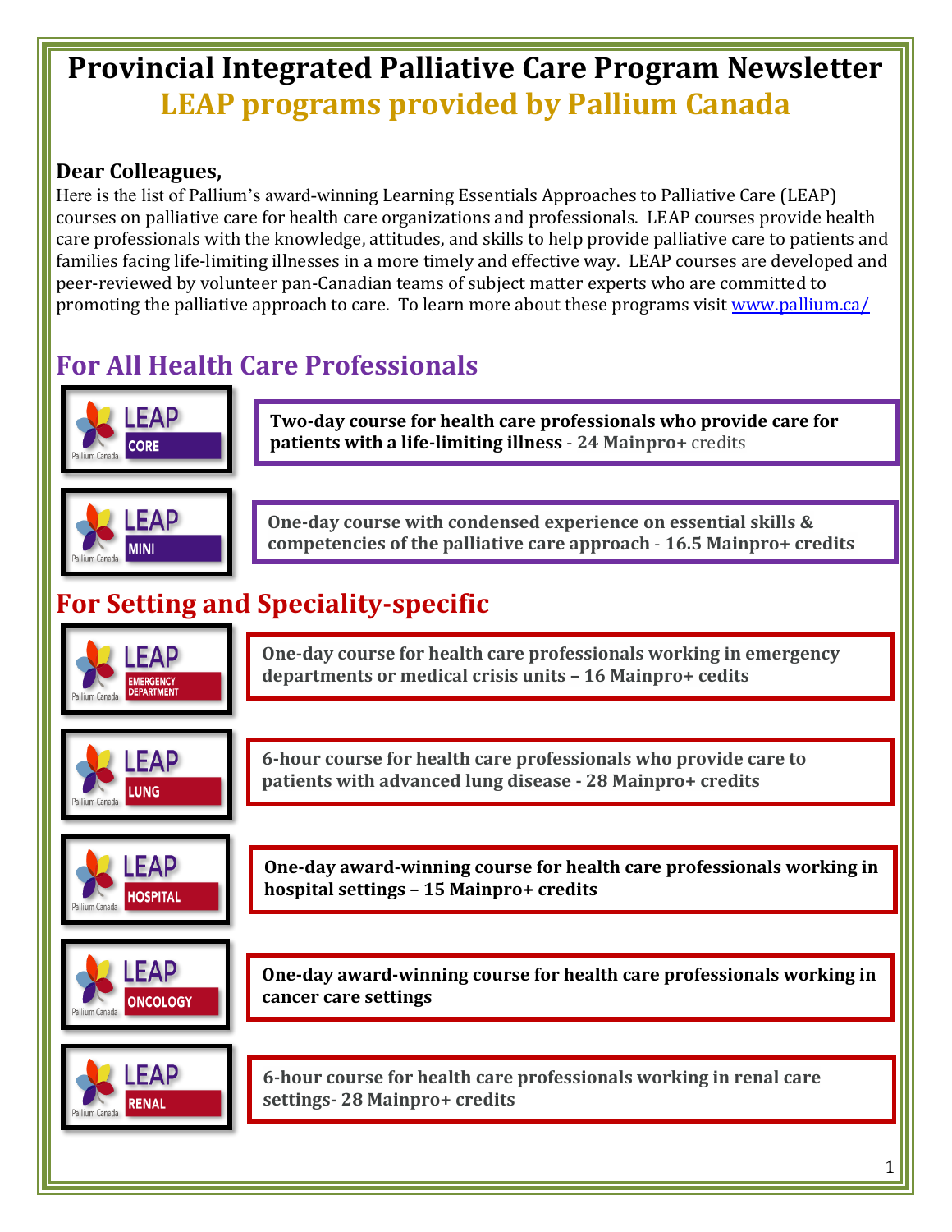# Provincial Integrated Palliative Care Program Newsletter

## LEAP programs provided by Pallium Canada

**Dear Colleagues,**

Here is the list of Pallium's award-winning Learning Essentials Approaches to Palliative Care (LEAP) courses on palliative care for health care organizations and professionals. LEAP courses provide health care professionals with the knowledge, attitudes, and skills to help provide palliative care to patients and families facing life-limiting illnesses in a more timely and effective way. LEAP courses are developed and peer-reviewed by volunteer pan-Canadian teams of subject matter experts who are committed to promoting the palliative approach to care. To learn more about these programs visit [www.pallium.ca/](www.pallium.ca/)

## For All Health Care Professionals

**LEAP CORE** (Pallium Canada)

**Two-day course for health care professionals who provide care for patients with a life-limiting illness - 24 Mainpro+** credits

**LEAP MINI** (Pallium Canada)

**One-day course with condensed experience on essential skills & competencies of the palliative care approach - 16.5 Mainpro+ credits**

## For Setting and Speciality-specific

**LEAP EMERGENCY DEPARTMENT** (Pallium Canada)

**One-day course for health care professionals working in emergency departments or medical crisis units – 16 Mainpro+ cedits**

**LEAP LUNG** (Pallium Canada)

**6-hour course for health care professionals who provide care to patients with advanced lung disease - 28 Mainpro+ credits**

**LEAP HOSPITAL** (Pallium Canada)

**One-day award-winning course for health care professionals working in hospital settings – 15 Mainpro+ credits**

**LEAP ONCOLOGY** (Pallium Canada)

**One-day award-winning course for health care professionals working in cancer care settings**

**LEAP RENAL** (Pallium Canada)

**6-hour course for health care professionals working in renal care settings- 28 Mainpro+ credits**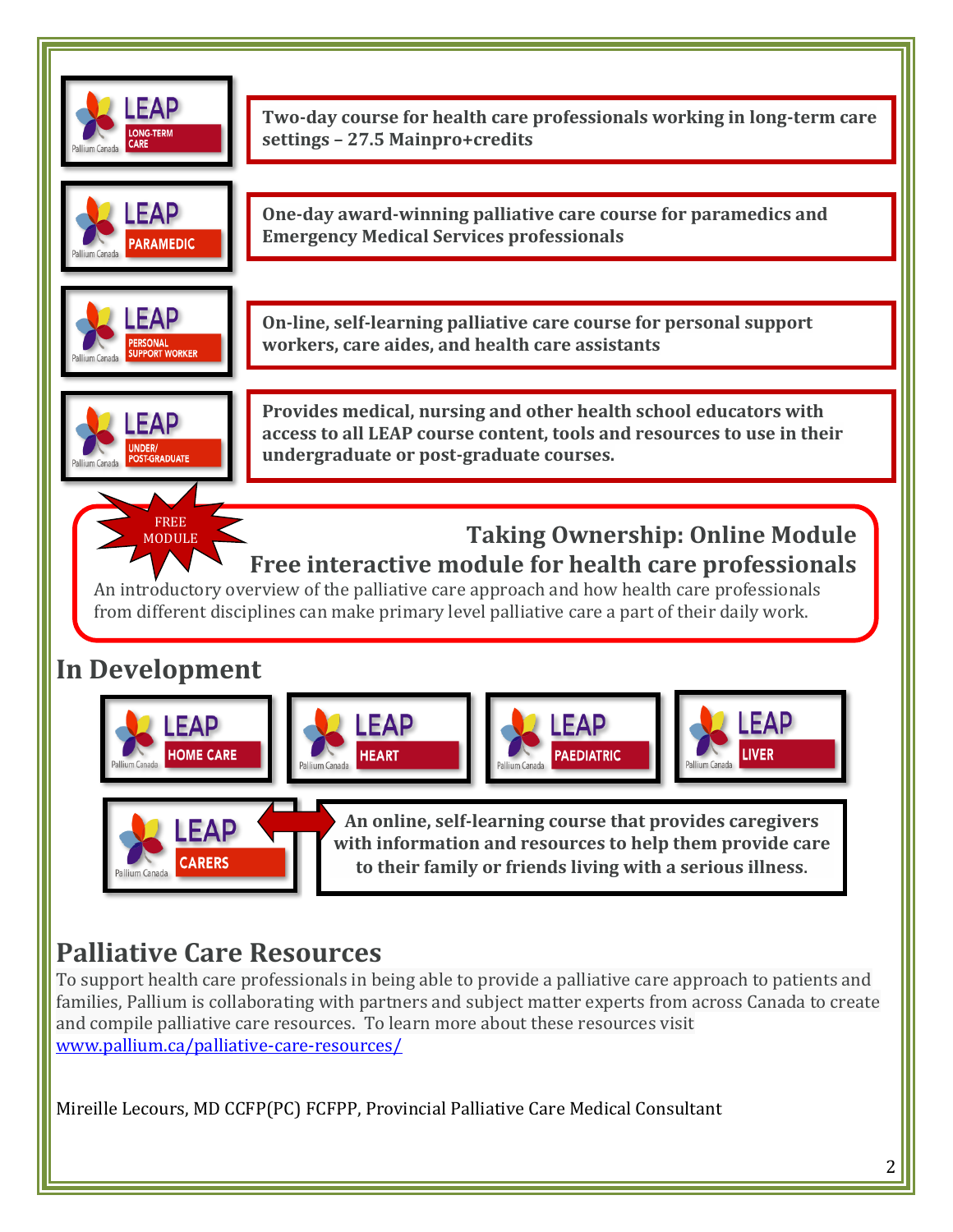**LEAP Long-Term Care**

**Two-day course for health care professionals working in long-term care settings – 27.5 Mainpro+credits**

**LEAP Paramedic**

**One-day award-winning palliative care course for paramedics and Emergency Medical Services professionals**

**LEAP Personal Support Worker**

**On-line, self-learning palliative care course for personal support workers, care aides, and health care assistants**

**LEAP Under/Post-Graduate**

**Provides medical, nursing and other health school educators with access to all LEAP course content, tools and resources to use in their undergraduate or post-graduate courses.**

FREE MODULE

**Taking Ownership: Online Module**

**Free interactive module for health care professionals**

An introductory overview of the palliative care approach and how health care professionals from different disciplines can make primary level palliative care a part of their daily work.

## In Development

LEAP Home Care | LEAP Heart | LEAP Paediatric | LEAP Liver

**LEAP Carers**

**An online, self-learning course that provides caregivers with information and resources to help them provide care to their family or friends living with a serious illness.**

## Palliative Care Resources

To support health care professionals in being able to provide a palliative care approach to patients and families, Pallium is collaborating with partners and subject matter experts from across Canada to create and compile palliative care resources. To learn more about these resources visit [www.pallium.ca/palliative-care-resources/](http://www.pallium.ca/palliative-care-resources/)

Mireille Lecours, MD CCFP(PC) FCFPP, Provincial Palliative Care Medical Consultant